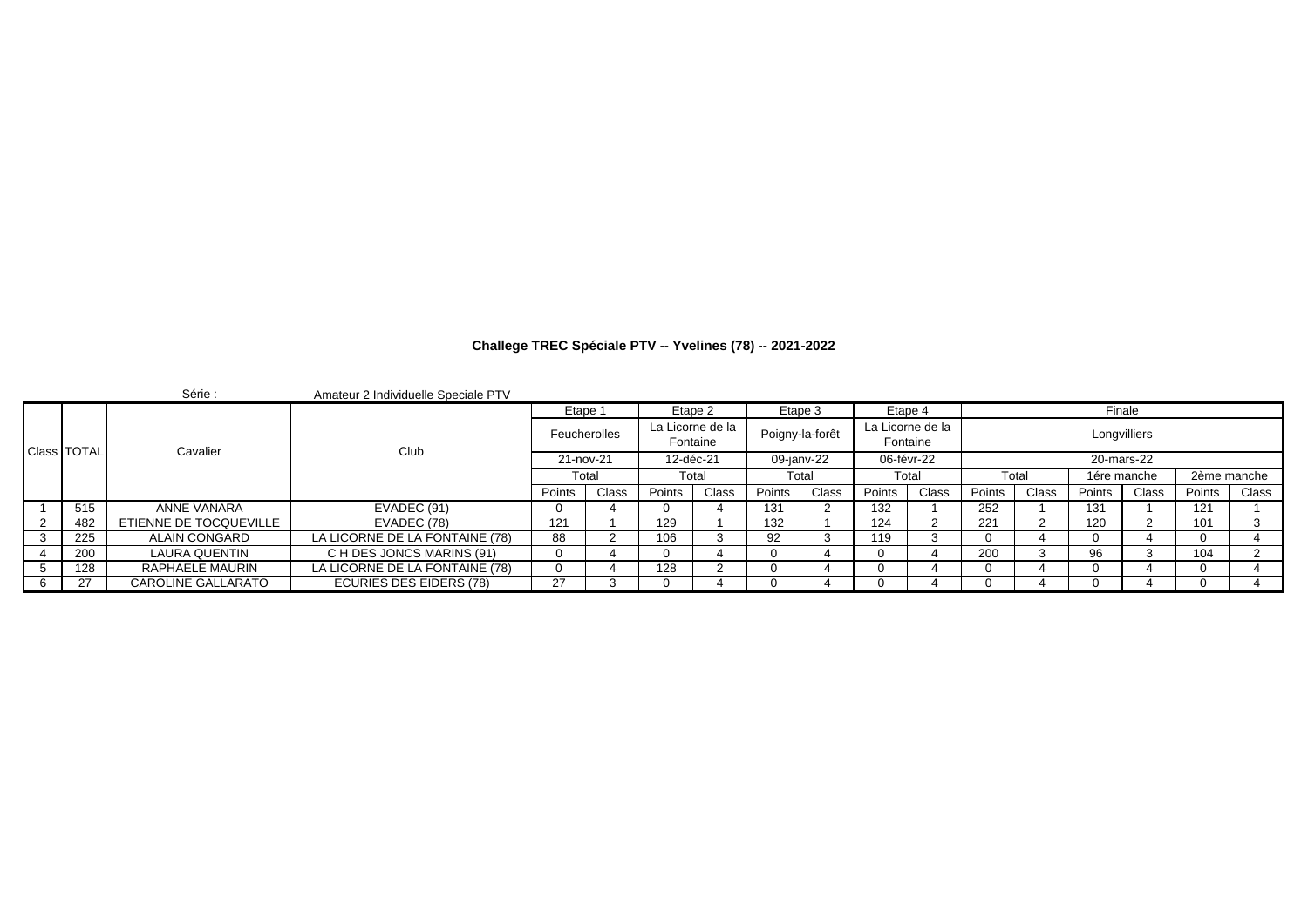**Challege TREC Spéciale PTV -- Yvelines (78) -- 2021-2022**

Série : Amateur 2 Individuelle Speciale PTV

| Class | TOTAL | Cavalier | Club | Etape 1 | | Etape 2 | | Etape 3 | | Etape 4 | | Finale | | | | | |
|---|---|---|---|---|---|---|---|---|---|---|---|---|---|---|---|---|---|
| | | | | Feucherolles | | La Licorne de la Fontaine | | Poigny-la-forêt | | La Licorne de la Fontaine | | Longvilliers | | | | | |
| | | | | 21-nov-21 | | 12-déc-21 | | 09-janv-22 | | 06-févr-22 | | 20-mars-22 | | | | | |
| | | | | Total | | Total | | Total | | Total | | Total | | 1ére manche | | 2ème manche | |
| | | | | Points | Class | Points | Class | Points | Class | Points | Class | Points | Class | Points | Class | Points | Class |
| 1 | 515 | ANNE VANARA | EVADEC (91) | 0 | 4 | 0 | 4 | 131 | 2 | 132 | 1 | 252 | 1 | 131 | 1 | 121 | 1 |
| 2 | 482 | ETIENNE DE TOCQUEVILLE | EVADEC (78) | 121 | 1 | 129 | 1 | 132 | 1 | 124 | 2 | 221 | 2 | 120 | 2 | 101 | 3 |
| 3 | 225 | ALAIN CONGARD | LA LICORNE DE LA FONTAINE (78) | 88 | 2 | 106 | 3 | 92 | 3 | 119 | 3 | 0 | 4 | 0 | 4 | 0 | 4 |
| 4 | 200 | LAURA QUENTIN | C H DES JONCS MARINS (91) | 0 | 4 | 0 | 4 | 0 | 4 | 0 | 4 | 200 | 3 | 96 | 3 | 104 | 2 |
| 5 | 128 | RAPHAELE MAURIN | LA LICORNE DE LA FONTAINE (78) | 0 | 4 | 128 | 2 | 0 | 4 | 0 | 4 | 0 | 4 | 0 | 4 | 0 | 4 |
| 6 | 27 | CAROLINE GALLARATO | ECURIES DES EIDERS (78) | 27 | 3 | 0 | 4 | 0 | 4 | 0 | 4 | 0 | 4 | 0 | 4 | 0 | 4 |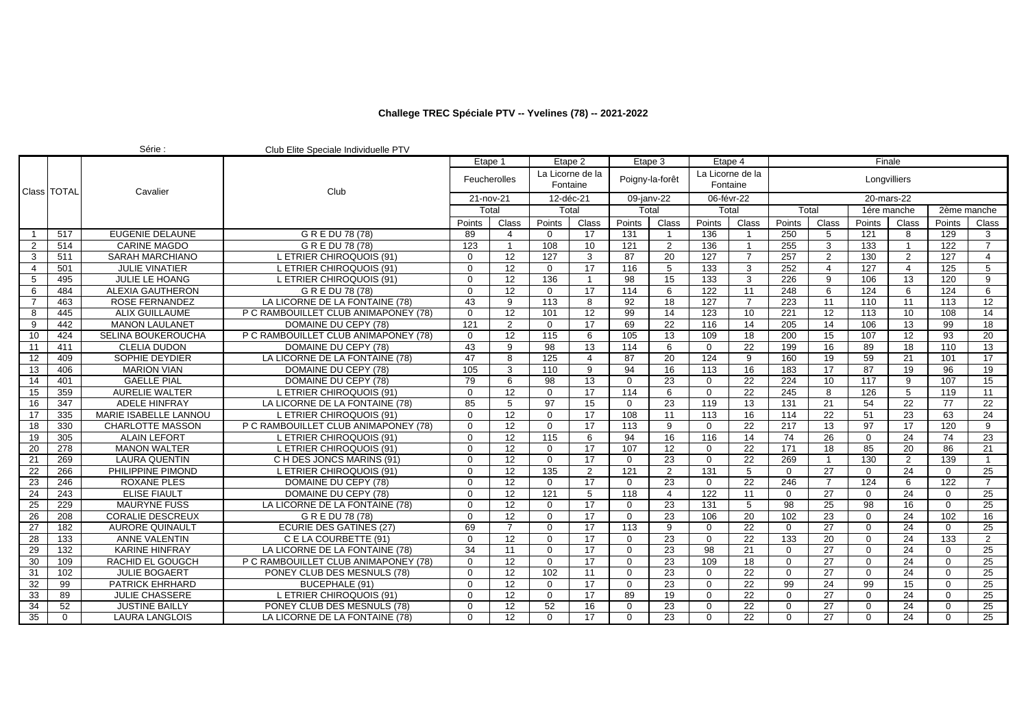# Challege TREC Spéciale PTV -- Yvelines (78) -- 2021-2022

Série : Club Elite Speciale Individuelle PTV

| Class | TOTAL | Cavalier | Club | Etape 1 | | Etape 2 | | Etape 3 | | Etape 4 | | Finale | | | | | |
|---|---|---|---|---|---|---|---|---|---|---|---|---|---|---|---|---|---|
| | | | | Feucherolles | | La Licorne de la Fontaine | | Poigny-la-forêt | | La Licorne de la Fontaine | | Longvilliers | | | | | |
| | | | | 21-nov-21 | | 12-déc-21 | | 09-janv-22 | | 06-févr-22 | | 20-mars-22 | | | | | |
| | | | | Total | | Total | | Total | | Total | | Total | | 1ére manche | | 2ème manche | |
| | | | | Points | Class | Points | Class | Points | Class | Points | Class | Points | Class | Points | Class | Points | Class |
| 1 | 517 | EUGENIE DELAUNE | G R E DU 78 (78) | 89 | 4 | 0 | 17 | 131 | 1 | 136 | 1 | 250 | 5 | 121 | 8 | 129 | 3 |
| 2 | 514 | CARINE MAGDO | G R E DU 78 (78) | 123 | 1 | 108 | 10 | 121 | 2 | 136 | 1 | 255 | 3 | 133 | 1 | 122 | 7 |
| 3 | 511 | SARAH MARCHIANO | L ETRIER CHIROQUOIS (91) | 0 | 12 | 127 | 3 | 87 | 20 | 127 | 7 | 257 | 2 | 130 | 2 | 127 | 4 |
| 4 | 501 | JULIE VINATIER | L ETRIER CHIROQUOIS (91) | 0 | 12 | 0 | 17 | 116 | 5 | 133 | 3 | 252 | 4 | 127 | 4 | 125 | 5 |
| 5 | 495 | JULIE LE HOANG | L ETRIER CHIROQUOIS (91) | 0 | 12 | 136 | 1 | 98 | 15 | 133 | 3 | 226 | 9 | 106 | 13 | 120 | 9 |
| 6 | 484 | ALEXIA GAUTHERON | G R E DU 78 (78) | 0 | 12 | 0 | 17 | 114 | 6 | 122 | 11 | 248 | 6 | 124 | 6 | 124 | 6 |
| 7 | 463 | ROSE FERNANDEZ | LA LICORNE DE LA FONTAINE (78) | 43 | 9 | 113 | 8 | 92 | 18 | 127 | 7 | 223 | 11 | 110 | 11 | 113 | 12 |
| 8 | 445 | ALIX GUILLAUME | P C RAMBOUILLET CLUB ANIMAPONEY (78) | 0 | 12 | 101 | 12 | 99 | 14 | 123 | 10 | 221 | 12 | 113 | 10 | 108 | 14 |
| 9 | 442 | MANON LAULANET | DOMAINE DU CEPY (78) | 121 | 2 | 0 | 17 | 69 | 22 | 116 | 14 | 205 | 14 | 106 | 13 | 99 | 18 |
| 10 | 424 | SELINA BOUKEROUCHA | P C RAMBOUILLET CLUB ANIMAPONEY (78) | 0 | 12 | 115 | 6 | 105 | 13 | 109 | 18 | 200 | 15 | 107 | 12 | 93 | 20 |
| 11 | 411 | CLELIA DUDON | DOMAINE DU CEPY (78) | 43 | 9 | 98 | 13 | 114 | 6 | 0 | 22 | 199 | 16 | 89 | 18 | 110 | 13 |
| 12 | 409 | SOPHIE DEYDIER | LA LICORNE DE LA FONTAINE (78) | 47 | 8 | 125 | 4 | 87 | 20 | 124 | 9 | 160 | 19 | 59 | 21 | 101 | 17 |
| 13 | 406 | MARION VIAN | DOMAINE DU CEPY (78) | 105 | 3 | 110 | 9 | 94 | 16 | 113 | 16 | 183 | 17 | 87 | 19 | 96 | 19 |
| 14 | 401 | GAELLE PIAL | DOMAINE DU CEPY (78) | 79 | 6 | 98 | 13 | 0 | 23 | 0 | 22 | 224 | 10 | 117 | 9 | 107 | 15 |
| 15 | 359 | AURELIE WALTER | L ETRIER CHIROQUOIS (91) | 0 | 12 | 0 | 17 | 114 | 6 | 0 | 22 | 245 | 8 | 126 | 5 | 119 | 11 |
| 16 | 347 | ADELE HINFRAY | LA LICORNE DE LA FONTAINE (78) | 85 | 5 | 97 | 15 | 0 | 23 | 119 | 13 | 131 | 21 | 54 | 22 | 77 | 22 |
| 17 | 335 | MARIE ISABELLE LANNOU | L ETRIER CHIROQUOIS (91) | 0 | 12 | 0 | 17 | 108 | 11 | 113 | 16 | 114 | 22 | 51 | 23 | 63 | 24 |
| 18 | 330 | CHARLOTTE MASSON | P C RAMBOUILLET CLUB ANIMAPONEY (78) | 0 | 12 | 0 | 17 | 113 | 9 | 0 | 22 | 217 | 13 | 97 | 17 | 120 | 9 |
| 19 | 305 | ALAIN LEFORT | L ETRIER CHIROQUOIS (91) | 0 | 12 | 115 | 6 | 94 | 16 | 116 | 14 | 74 | 26 | 0 | 24 | 74 | 23 |
| 20 | 278 | MANON WALTER | L ETRIER CHIROQUOIS (91) | 0 | 12 | 0 | 17 | 107 | 12 | 0 | 22 | 171 | 18 | 85 | 20 | 86 | 21 |
| 21 | 269 | LAURA QUENTIN | C H DES JONCS MARINS (91) | 0 | 12 | 0 | 17 | 0 | 23 | 0 | 22 | 269 | 1 | 130 | 2 | 139 | 1 |
| 22 | 266 | PHILIPPINE PIMOND | L ETRIER CHIROQUOIS (91) | 0 | 12 | 135 | 2 | 121 | 2 | 131 | 5 | 0 | 27 | 0 | 24 | 0 | 25 |
| 23 | 246 | ROXANE PLES | DOMAINE DU CEPY (78) | 0 | 12 | 0 | 17 | 0 | 23 | 0 | 22 | 246 | 7 | 124 | 6 | 122 | 7 |
| 24 | 243 | ELISE FIAULT | DOMAINE DU CEPY (78) | 0 | 12 | 121 | 5 | 118 | 4 | 122 | 11 | 0 | 27 | 0 | 24 | 0 | 25 |
| 25 | 229 | MAURYNE FUSS | LA LICORNE DE LA FONTAINE (78) | 0 | 12 | 0 | 17 | 0 | 23 | 131 | 5 | 98 | 25 | 98 | 16 | 0 | 25 |
| 26 | 208 | CORALIE DESCREUX | G R E DU 78 (78) | 0 | 12 | 0 | 17 | 0 | 23 | 106 | 20 | 102 | 23 | 0 | 24 | 102 | 16 |
| 27 | 182 | AURORE QUINAULT | ECURIE DES GATINES (27) | 69 | 7 | 0 | 17 | 113 | 9 | 0 | 22 | 0 | 27 | 0 | 24 | 0 | 25 |
| 28 | 133 | ANNE VALENTIN | C E LA COURBETTE (91) | 0 | 12 | 0 | 17 | 0 | 23 | 0 | 22 | 133 | 20 | 0 | 24 | 133 | 2 |
| 29 | 132 | KARINE HINFRAY | LA LICORNE DE LA FONTAINE (78) | 34 | 11 | 0 | 17 | 0 | 23 | 98 | 21 | 0 | 27 | 0 | 24 | 0 | 25 |
| 30 | 109 | RACHID EL GOUGCH | P C RAMBOUILLET CLUB ANIMAPONEY (78) | 0 | 12 | 0 | 17 | 0 | 23 | 109 | 18 | 0 | 27 | 0 | 24 | 0 | 25 |
| 31 | 102 | JULIE BOGAERT | PONEY CLUB DES MESNULS (78) | 0 | 12 | 102 | 11 | 0 | 23 | 0 | 22 | 0 | 27 | 0 | 24 | 0 | 25 |
| 32 | 99 | PATRICK EHRHARD | BUCEPHALE (91) | 0 | 12 | 0 | 17 | 0 | 23 | 0 | 22 | 99 | 24 | 99 | 15 | 0 | 25 |
| 33 | 89 | JULIE CHASSERE | L ETRIER CHIROQUOIS (91) | 0 | 12 | 0 | 17 | 89 | 19 | 0 | 22 | 0 | 27 | 0 | 24 | 0 | 25 |
| 34 | 52 | JUSTINE BAILLY | PONEY CLUB DES MESNULS (78) | 0 | 12 | 52 | 16 | 0 | 23 | 0 | 22 | 0 | 27 | 0 | 24 | 0 | 25 |
| 35 | 0 | LAURA LANGLOIS | LA LICORNE DE LA FONTAINE (78) | 0 | 12 | 0 | 17 | 0 | 23 | 0 | 22 | 0 | 27 | 0 | 24 | 0 | 25 |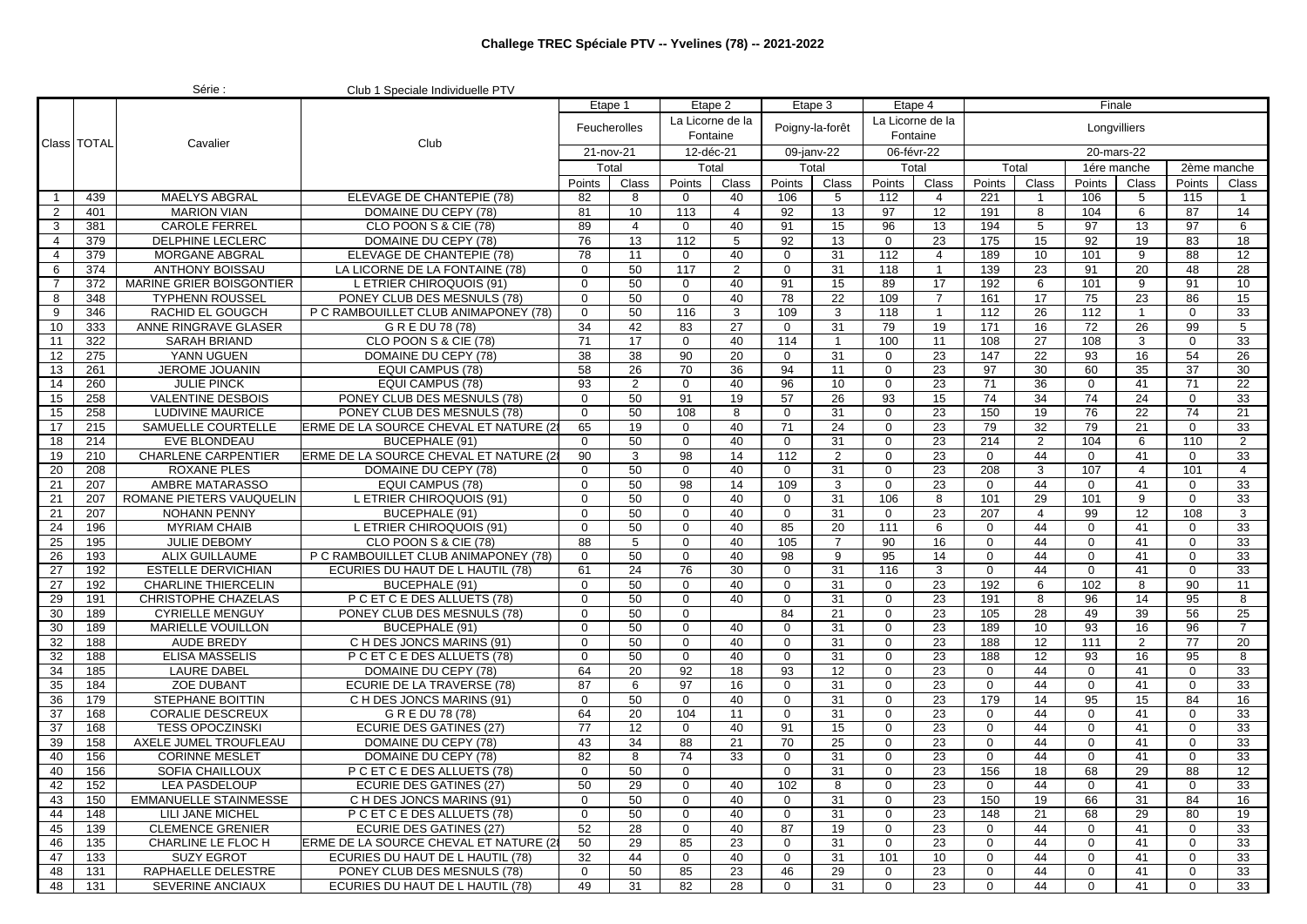**Challege TREC Spéciale PTV -- Yvelines (78) -- 2021-2022**

Série : Club 1 Speciale Individuelle PTV

| Class | TOTAL | Cavalier | Club | Etape 1 | | Etape 2 | | Etape 3 | | Etape 4 | | Finale | | | | | |
|---|---|---|---|---|---|---|---|---|---|---|---|---|---|---|---|---|---|
| | | | | Feucherolles | | La Licorne de la Fontaine | | Poigny-la-forêt | | La Licorne de la Fontaine | | Longvilliers | | | | | |
| | | | | 21-nov-21 | | 12-déc-21 | | 09-janv-22 | | 06-févr-22 | | 20-mars-22 | | | | | |
| | | | | Total | | Total | | Total | | Total | | Total | | 1ére manche | | 2ème manche | |
| | | | | Points | Class | Points | Class | Points | Class | Points | Class | Points | Class | Points | Class | Points | Class |
| 1 | 439 | MAELYS ABGRAL | ELEVAGE DE CHANTEPIE (78) | 82 | 8 | 0 | 40 | 106 | 5 | 112 | 4 | 221 | 1 | 106 | 5 | 115 | 1 |
| 2 | 401 | MARION VIAN | DOMAINE DU CEPY (78) | 81 | 10 | 113 | 4 | 92 | 13 | 97 | 12 | 191 | 8 | 104 | 6 | 87 | 14 |
| 3 | 381 | CAROLE FERREL | CLO POON S & CIE (78) | 89 | 4 | 0 | 40 | 91 | 15 | 96 | 13 | 194 | 5 | 97 | 13 | 97 | 6 |
| 4 | 379 | DELPHINE LECLERC | DOMAINE DU CEPY (78) | 76 | 13 | 112 | 5 | 92 | 13 | 0 | 23 | 175 | 15 | 92 | 19 | 83 | 18 |
| 4 | 379 | MORGANE ABGRAL | ELEVAGE DE CHANTEPIE (78) | 78 | 11 | 0 | 40 | 0 | 31 | 112 | 4 | 189 | 10 | 101 | 9 | 88 | 12 |
| 6 | 374 | ANTHONY BOISSAU | LA LICORNE DE LA FONTAINE (78) | 0 | 50 | 117 | 2 | 0 | 31 | 118 | 1 | 139 | 23 | 91 | 20 | 48 | 28 |
| 7 | 372 | MARINE GRIER BOISGONTIER | L ETRIER CHIROQUOIS (91) | 0 | 50 | 0 | 40 | 91 | 15 | 89 | 17 | 192 | 6 | 101 | 9 | 91 | 10 |
| 8 | 348 | TYPHENN ROUSSEL | PONEY CLUB DES MESNULS (78) | 0 | 50 | 0 | 40 | 78 | 22 | 109 | 7 | 161 | 17 | 75 | 23 | 86 | 15 |
| 9 | 346 | RACHID EL GOUGCH | P C RAMBOUILLET CLUB ANIMAPONEY (78) | 0 | 50 | 116 | 3 | 109 | 3 | 118 | 1 | 112 | 26 | 112 | 1 | 0 | 33 |
| 10 | 333 | ANNE RINGRAVE GLASER | G R E DU 78 (78) | 34 | 42 | 83 | 27 | 0 | 31 | 79 | 19 | 171 | 16 | 72 | 26 | 99 | 5 |
| 11 | 322 | SARAH BRIAND | CLO POON S & CIE (78) | 71 | 17 | 0 | 40 | 114 | 1 | 100 | 11 | 108 | 27 | 108 | 3 | 0 | 33 |
| 12 | 275 | YANN UGUEN | DOMAINE DU CEPY (78) | 38 | 38 | 90 | 20 | 0 | 31 | 0 | 23 | 147 | 22 | 93 | 16 | 54 | 26 |
| 13 | 261 | JEROME JOUANIN | EQUI CAMPUS (78) | 58 | 26 | 70 | 36 | 94 | 11 | 0 | 23 | 97 | 30 | 60 | 35 | 37 | 30 |
| 14 | 260 | JULIE PINCK | EQUI CAMPUS (78) | 93 | 2 | 0 | 40 | 96 | 10 | 0 | 23 | 71 | 36 | 0 | 41 | 71 | 22 |
| 15 | 258 | VALENTINE DESBOIS | PONEY CLUB DES MESNULS (78) | 0 | 50 | 91 | 19 | 57 | 26 | 93 | 15 | 74 | 34 | 74 | 24 | 0 | 33 |
| 15 | 258 | LUDIVINE MAURICE | PONEY CLUB DES MESNULS (78) | 0 | 50 | 108 | 8 | 0 | 31 | 0 | 23 | 150 | 19 | 76 | 22 | 74 | 21 |
| 17 | 215 | SAMUELLE COURTELLE | ERME DE LA SOURCE CHEVAL ET NATURE (2 | 65 | 19 | 0 | 40 | 71 | 24 | 0 | 23 | 79 | 32 | 79 | 21 | 0 | 33 |
| 18 | 214 | EVE BLONDEAU | BUCEPHALE (91) | 0 | 50 | 0 | 40 | 0 | 31 | 0 | 23 | 214 | 2 | 104 | 6 | 110 | 2 |
| 19 | 210 | CHARLENE CARPENTIER | ERME DE LA SOURCE CHEVAL ET NATURE (2 | 90 | 3 | 98 | 14 | 112 | 2 | 0 | 23 | 0 | 44 | 0 | 41 | 0 | 33 |
| 20 | 208 | ROXANE PLES | DOMAINE DU CEPY (78) | 0 | 50 | 0 | 40 | 0 | 31 | 0 | 23 | 208 | 3 | 107 | 4 | 101 | 4 |
| 21 | 207 | AMBRE MATARASSO | EQUI CAMPUS (78) | 0 | 50 | 98 | 14 | 109 | 3 | 0 | 23 | 0 | 44 | 0 | 41 | 0 | 33 |
| 21 | 207 | ROMANE PIETERS VAUQUELIN | L ETRIER CHIROQUOIS (91) | 0 | 50 | 0 | 40 | 0 | 31 | 106 | 8 | 101 | 29 | 101 | 9 | 0 | 33 |
| 21 | 207 | NOHANN PENNY | BUCEPHALE (91) | 0 | 50 | 0 | 40 | 0 | 31 | 0 | 23 | 207 | 4 | 99 | 12 | 108 | 3 |
| 24 | 196 | MYRIAM CHAIB | L ETRIER CHIROQUOIS (91) | 0 | 50 | 0 | 40 | 85 | 20 | 111 | 6 | 0 | 44 | 0 | 41 | 0 | 33 |
| 25 | 195 | JULIE DEBOMY | CLO POON S & CIE (78) | 88 | 5 | 0 | 40 | 105 | 7 | 90 | 16 | 0 | 44 | 0 | 41 | 0 | 33 |
| 26 | 193 | ALIX GUILLAUME | P C RAMBOUILLET CLUB ANIMAPONEY (78) | 0 | 50 | 0 | 40 | 98 | 9 | 95 | 14 | 0 | 44 | 0 | 41 | 0 | 33 |
| 27 | 192 | ESTELLE DERVICHIAN | ECURIES DU HAUT DE L HAUTIL (78) | 61 | 24 | 76 | 30 | 0 | 31 | 116 | 3 | 0 | 44 | 0 | 41 | 0 | 33 |
| 27 | 192 | CHARLINE THIERCELIN | BUCEPHALE (91) | 0 | 50 | 0 | 40 | 0 | 31 | 0 | 23 | 192 | 6 | 102 | 8 | 90 | 11 |
| 29 | 191 | CHRISTOPHE CHAZELAS | P C ET C E DES ALLUETS (78) | 0 | 50 | 0 | 40 | 0 | 31 | 0 | 23 | 191 | 8 | 96 | 14 | 95 | 8 |
| 30 | 189 | CYRIELLE MENGUY | PONEY CLUB DES MESNULS (78) | 0 | 50 | 0 | | 84 | 21 | 0 | 23 | 105 | 28 | 49 | 39 | 56 | 25 |
| 30 | 189 | MARIELLE VOUILLON | BUCEPHALE (91) | 0 | 50 | 0 | 40 | 0 | 31 | 0 | 23 | 189 | 10 | 93 | 16 | 96 | 7 |
| 32 | 188 | AUDE BREDY | C H DES JONCS MARINS (91) | 0 | 50 | 0 | 40 | 0 | 31 | 0 | 23 | 188 | 12 | 111 | 2 | 77 | 20 |
| 32 | 188 | ELISA MASSELIS | P C ET C E DES ALLUETS (78) | 0 | 50 | 0 | 40 | 0 | 31 | 0 | 23 | 188 | 12 | 93 | 16 | 95 | 8 |
| 34 | 185 | LAURE DABEL | DOMAINE DU CEPY (78) | 64 | 20 | 92 | 18 | 93 | 12 | 0 | 23 | 0 | 44 | 0 | 41 | 0 | 33 |
| 35 | 184 | ZOE DUBANT | ECURIE DE LA TRAVERSE (78) | 87 | 6 | 97 | 16 | 0 | 31 | 0 | 23 | 0 | 44 | 0 | 41 | 0 | 33 |
| 36 | 179 | STEPHANE BOITTIN | C H DES JONCS MARINS (91) | 0 | 50 | 0 | 40 | 0 | 31 | 0 | 23 | 179 | 14 | 95 | 15 | 84 | 16 |
| 37 | 168 | CORALIE DESCREUX | G R E DU 78 (78) | 64 | 20 | 104 | 11 | 0 | 31 | 0 | 23 | 0 | 44 | 0 | 41 | 0 | 33 |
| 37 | 168 | TESS OPOCZINSKI | ECURIE DES GATINES (27) | 77 | 12 | 0 | 40 | 91 | 15 | 0 | 23 | 0 | 44 | 0 | 41 | 0 | 33 |
| 39 | 158 | AXELE JUMEL TROUFLEAU | DOMAINE DU CEPY (78) | 43 | 34 | 88 | 21 | 70 | 25 | 0 | 23 | 0 | 44 | 0 | 41 | 0 | 33 |
| 40 | 156 | CORINNE MESLET | DOMAINE DU CEPY (78) | 82 | 8 | 74 | 33 | 0 | 31 | 0 | 23 | 0 | 44 | 0 | 41 | 0 | 33 |
| 40 | 156 | SOFIA CHAILLOUX | P C ET C E DES ALLUETS (78) | 0 | 50 | 0 | | 0 | 31 | 0 | 23 | 156 | 18 | 68 | 29 | 88 | 12 |
| 42 | 152 | LEA PASDELOUP | ECURIE DES GATINES (27) | 50 | 29 | 0 | 40 | 102 | 8 | 0 | 23 | 0 | 44 | 0 | 41 | 0 | 33 |
| 43 | 150 | EMMANUELLE STAINMESSE | C H DES JONCS MARINS (91) | 0 | 50 | 0 | 40 | 0 | 31 | 0 | 23 | 150 | 19 | 66 | 31 | 84 | 16 |
| 44 | 148 | LILI JANE MICHEL | P C ET C E DES ALLUETS (78) | 0 | 50 | 0 | 40 | 0 | 31 | 0 | 23 | 148 | 21 | 68 | 29 | 80 | 19 |
| 45 | 139 | CLEMENCE GRENIER | ECURIE DES GATINES (27) | 52 | 28 | 0 | 40 | 87 | 19 | 0 | 23 | 0 | 44 | 0 | 41 | 0 | 33 |
| 46 | 135 | CHARLINE LE FLOC H | ERME DE LA SOURCE CHEVAL ET NATURE (2 | 50 | 29 | 85 | 23 | 0 | 31 | 0 | 23 | 0 | 44 | 0 | 41 | 0 | 33 |
| 47 | 133 | SUZY EGROT | ECURIES DU HAUT DE L HAUTIL (78) | 32 | 44 | 0 | 40 | 0 | 31 | 101 | 10 | 0 | 44 | 0 | 41 | 0 | 33 |
| 48 | 131 | RAPHAELLE DELESTRE | PONEY CLUB DES MESNULS (78) | 0 | 50 | 85 | 23 | 46 | 29 | 0 | 23 | 0 | 44 | 0 | 41 | 0 | 33 |
| 48 | 131 | SEVERINE ANCIAUX | ECURIES DU HAUT DE L HAUTIL (78) | 49 | 31 | 82 | 28 | 0 | 31 | 0 | 23 | 0 | 44 | 0 | 41 | 0 | 33 |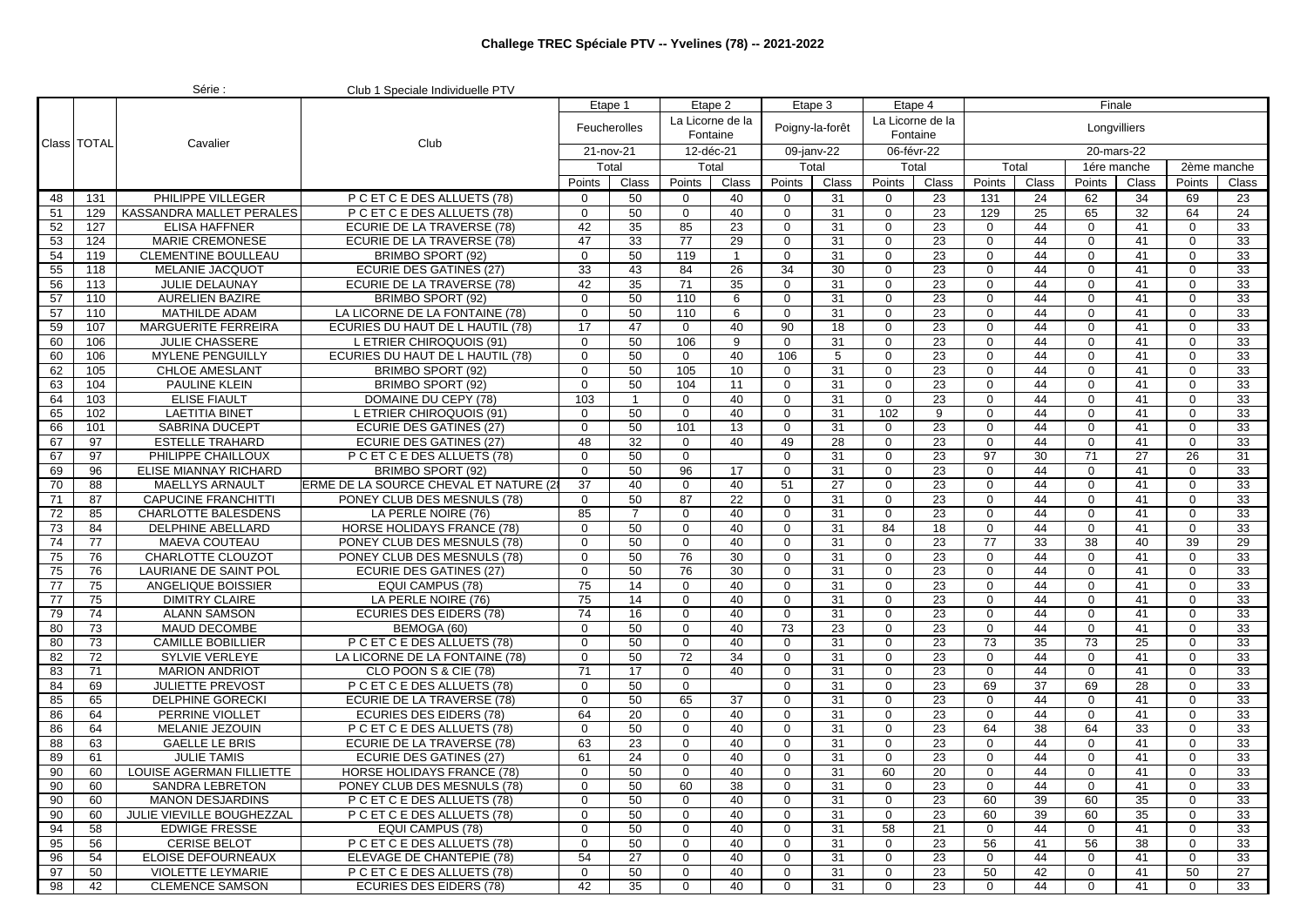**Challege TREC Spéciale PTV -- Yvelines (78) -- 2021-2022**

Série : Club 1 Speciale Individuelle PTV

| Class | TOTAL | Cavalier | Club | Etape 1 | | Etape 2 | | Etape 3 | | Etape 4 | | Finale | | | | | |
|---|---|---|---|---|---|---|---|---|---|---|---|---|---|---|---|---|---|
| | | | | Feucherolles | | La Licorne de la Fontaine | | Poigny-la-forêt | | La Licorne de la Fontaine | | Longvilliers | | | | | |
| | | | | 21-nov-21 | | 12-déc-21 | | 09-janv-22 | | 06-févr-22 | | 20-mars-22 | | | | | |
| | | | | Total | | Total | | Total | | Total | | Total | | 1ére manche | | 2ème manche | |
| | | | | Points | Class | Points | Class | Points | Class | Points | Class | Points | Class | Points | Class | Points | Class |
| 48 | 131 | PHILIPPE VILLEGER | P C ET C E DES ALLUETS (78) | 0 | 50 | 0 | 40 | 0 | 31 | 0 | 23 | 131 | 24 | 62 | 34 | 69 | 23 |
| 51 | 129 | KASSANDRA MALLET PERALES | P C ET C E DES ALLUETS (78) | 0 | 50 | 0 | 40 | 0 | 31 | 0 | 23 | 129 | 25 | 65 | 32 | 64 | 24 |
| 52 | 127 | ELISA HAFFNER | ECURIE DE LA TRAVERSE (78) | 42 | 35 | 85 | 23 | 0 | 31 | 0 | 23 | 0 | 44 | 0 | 41 | 0 | 33 |
| 53 | 124 | MARIE CREMONESE | ECURIE DE LA TRAVERSE (78) | 47 | 33 | 77 | 29 | 0 | 31 | 0 | 23 | 0 | 44 | 0 | 41 | 0 | 33 |
| 54 | 119 | CLEMENTINE BOULLEAU | BRIMBO SPORT (92) | 0 | 50 | 119 | 1 | 0 | 31 | 0 | 23 | 0 | 44 | 0 | 41 | 0 | 33 |
| 55 | 118 | MELANIE JACQUOT | ECURIE DES GATINES (27) | 33 | 43 | 84 | 26 | 34 | 30 | 0 | 23 | 0 | 44 | 0 | 41 | 0 | 33 |
| 56 | 113 | JULIE DELAUNAY | ECURIE DE LA TRAVERSE (78) | 42 | 35 | 71 | 35 | 0 | 31 | 0 | 23 | 0 | 44 | 0 | 41 | 0 | 33 |
| 57 | 110 | AURELIEN BAZIRE | BRIMBO SPORT (92) | 0 | 50 | 110 | 6 | 0 | 31 | 0 | 23 | 0 | 44 | 0 | 41 | 0 | 33 |
| 57 | 110 | MATHILDE ADAM | LA LICORNE DE LA FONTAINE (78) | 0 | 50 | 110 | 6 | 0 | 31 | 0 | 23 | 0 | 44 | 0 | 41 | 0 | 33 |
| 59 | 107 | MARGUERITE FERREIRA | ECURIES DU HAUT DE L HAUTIL (78) | 17 | 47 | 0 | 40 | 90 | 18 | 0 | 23 | 0 | 44 | 0 | 41 | 0 | 33 |
| 60 | 106 | JULIE CHASSERE | L ETRIER CHIROQUOIS (91) | 0 | 50 | 106 | 9 | 0 | 31 | 0 | 23 | 0 | 44 | 0 | 41 | 0 | 33 |
| 60 | 106 | MYLENE PENGUILLY | ECURIES DU HAUT DE L HAUTIL (78) | 0 | 50 | 0 | 40 | 106 | 5 | 0 | 23 | 0 | 44 | 0 | 41 | 0 | 33 |
| 62 | 105 | CHLOE AMESLANT | BRIMBO SPORT (92) | 0 | 50 | 105 | 10 | 0 | 31 | 0 | 23 | 0 | 44 | 0 | 41 | 0 | 33 |
| 63 | 104 | PAULINE KLEIN | BRIMBO SPORT (92) | 0 | 50 | 104 | 11 | 0 | 31 | 0 | 23 | 0 | 44 | 0 | 41 | 0 | 33 |
| 64 | 103 | ELISE FIAULT | DOMAINE DU CEPY (78) | 103 | 1 | 0 | 40 | 0 | 31 | 0 | 23 | 0 | 44 | 0 | 41 | 0 | 33 |
| 65 | 102 | LAETITIA BINET | L ETRIER CHIROQUOIS (91) | 0 | 50 | 0 | 40 | 0 | 31 | 102 | 9 | 0 | 44 | 0 | 41 | 0 | 33 |
| 66 | 101 | SABRINA DUCEPT | ECURIE DES GATINES (27) | 0 | 50 | 101 | 13 | 0 | 31 | 0 | 23 | 0 | 44 | 0 | 41 | 0 | 33 |
| 67 | 97 | ESTELLE TRAHARD | ECURIE DES GATINES (27) | 48 | 32 | 0 | 40 | 49 | 28 | 0 | 23 | 0 | 44 | 0 | 41 | 0 | 33 |
| 67 | 97 | PHILIPPE CHAILLOUX | P C ET C E DES ALLUETS (78) | 0 | 50 | 0 | | 0 | 31 | 0 | 23 | 97 | 30 | 71 | 27 | 26 | 31 |
| 69 | 96 | ELISE MIANNAY RICHARD | BRIMBO SPORT (92) | 0 | 50 | 96 | 17 | 0 | 31 | 0 | 23 | 0 | 44 | 0 | 41 | 0 | 33 |
| 70 | 88 | MAELLYS ARNAULT | ERME DE LA SOURCE CHEVAL ET NATURE (2 | 37 | 40 | 0 | 40 | 51 | 27 | 0 | 23 | 0 | 44 | 0 | 41 | 0 | 33 |
| 71 | 87 | CAPUCINE FRANCHITTI | PONEY CLUB DES MESNULS (78) | 0 | 50 | 87 | 22 | 0 | 31 | 0 | 23 | 0 | 44 | 0 | 41 | 0 | 33 |
| 72 | 85 | CHARLOTTE BALESDENS | LA PERLE NOIRE (76) | 85 | 7 | 0 | 40 | 0 | 31 | 0 | 23 | 0 | 44 | 0 | 41 | 0 | 33 |
| 73 | 84 | DELPHINE ABELLARD | HORSE HOLIDAYS FRANCE (78) | 0 | 50 | 0 | 40 | 0 | 31 | 84 | 18 | 0 | 44 | 0 | 41 | 0 | 33 |
| 74 | 77 | MAEVA COUTEAU | PONEY CLUB DES MESNULS (78) | 0 | 50 | 0 | 40 | 0 | 31 | 0 | 23 | 77 | 33 | 38 | 40 | 39 | 29 |
| 75 | 76 | CHARLOTTE CLOUZOT | PONEY CLUB DES MESNULS (78) | 0 | 50 | 76 | 30 | 0 | 31 | 0 | 23 | 0 | 44 | 0 | 41 | 0 | 33 |
| 75 | 76 | LAURIANE DE SAINT POL | ECURIE DES GATINES (27) | 0 | 50 | 76 | 30 | 0 | 31 | 0 | 23 | 0 | 44 | 0 | 41 | 0 | 33 |
| 77 | 75 | ANGELIQUE BOISSIER | EQUI CAMPUS (78) | 75 | 14 | 0 | 40 | 0 | 31 | 0 | 23 | 0 | 44 | 0 | 41 | 0 | 33 |
| 77 | 75 | DIMITRY CLAIRE | LA PERLE NOIRE (76) | 75 | 14 | 0 | 40 | 0 | 31 | 0 | 23 | 0 | 44 | 0 | 41 | 0 | 33 |
| 79 | 74 | ALANN SAMSON | ECURIES DES EIDERS (78) | 74 | 16 | 0 | 40 | 0 | 31 | 0 | 23 | 0 | 44 | 0 | 41 | 0 | 33 |
| 80 | 73 | MAUD DECOMBE | BEMOGA (60) | 0 | 50 | 0 | 40 | 73 | 23 | 0 | 23 | 0 | 44 | 0 | 41 | 0 | 33 |
| 80 | 73 | CAMILLE BOBILLIER | P C ET C E DES ALLUETS (78) | 0 | 50 | 0 | 40 | 0 | 31 | 0 | 23 | 73 | 35 | 73 | 25 | 0 | 33 |
| 82 | 72 | SYLVIE VERLEYE | LA LICORNE DE LA FONTAINE (78) | 0 | 50 | 72 | 34 | 0 | 31 | 0 | 23 | 0 | 44 | 0 | 41 | 0 | 33 |
| 83 | 71 | MARION ANDRIOT | CLO POON S & CIE (78) | 71 | 17 | 0 | 40 | 0 | 31 | 0 | 23 | 0 | 44 | 0 | 41 | 0 | 33 |
| 84 | 69 | JULIETTE PREVOST | P C ET C E DES ALLUETS (78) | 0 | 50 | 0 | | 0 | 31 | 0 | 23 | 69 | 37 | 69 | 28 | 0 | 33 |
| 85 | 65 | DELPHINE GORECKI | ECURIE DE LA TRAVERSE (78) | 0 | 50 | 65 | 37 | 0 | 31 | 0 | 23 | 0 | 44 | 0 | 41 | 0 | 33 |
| 86 | 64 | PERRINE VIOLLET | ECURIES DES EIDERS (78) | 64 | 20 | 0 | 40 | 0 | 31 | 0 | 23 | 0 | 44 | 0 | 41 | 0 | 33 |
| 86 | 64 | MELANIE JEZOUIN | P C ET C E DES ALLUETS (78) | 0 | 50 | 0 | 40 | 0 | 31 | 0 | 23 | 64 | 38 | 64 | 33 | 0 | 33 |
| 88 | 63 | GAELLE LE BRIS | ECURIE DE LA TRAVERSE (78) | 63 | 23 | 0 | 40 | 0 | 31 | 0 | 23 | 0 | 44 | 0 | 41 | 0 | 33 |
| 89 | 61 | JULIE TAMIS | ECURIE DES GATINES (27) | 61 | 24 | 0 | 40 | 0 | 31 | 0 | 23 | 0 | 44 | 0 | 41 | 0 | 33 |
| 90 | 60 | LOUISE AGERMAN FILLIETTE | HORSE HOLIDAYS FRANCE (78) | 0 | 50 | 0 | 40 | 0 | 31 | 60 | 20 | 0 | 44 | 0 | 41 | 0 | 33 |
| 90 | 60 | SANDRA LEBRETON | PONEY CLUB DES MESNULS (78) | 0 | 50 | 60 | 38 | 0 | 31 | 0 | 23 | 0 | 44 | 0 | 41 | 0 | 33 |
| 90 | 60 | MANON DESJARDINS | P C ET C E DES ALLUETS (78) | 0 | 50 | 0 | 40 | 0 | 31 | 0 | 23 | 60 | 39 | 60 | 35 | 0 | 33 |
| 90 | 60 | JULIE VIEVILLE BOUGHEZZAL | P C ET C E DES ALLUETS (78) | 0 | 50 | 0 | 40 | 0 | 31 | 0 | 23 | 60 | 39 | 60 | 35 | 0 | 33 |
| 94 | 58 | EDWIGE FRESSE | EQUI CAMPUS (78) | 0 | 50 | 0 | 40 | 0 | 31 | 58 | 21 | 0 | 44 | 0 | 41 | 0 | 33 |
| 95 | 56 | CERISE BELOT | P C ET C E DES ALLUETS (78) | 0 | 50 | 0 | 40 | 0 | 31 | 0 | 23 | 56 | 41 | 56 | 38 | 0 | 33 |
| 96 | 54 | ELOISE DEFOURNEAUX | ELEVAGE DE CHANTEPIE (78) | 54 | 27 | 0 | 40 | 0 | 31 | 0 | 23 | 0 | 44 | 0 | 41 | 0 | 33 |
| 97 | 50 | VIOLETTE LEYMARIE | P C ET C E DES ALLUETS (78) | 0 | 50 | 0 | 40 | 0 | 31 | 0 | 23 | 50 | 42 | 0 | 41 | 50 | 27 |
| 98 | 42 | CLEMENCE SAMSON | ECURIES DES EIDERS (78) | 42 | 35 | 0 | 40 | 0 | 31 | 0 | 23 | 0 | 44 | 0 | 41 | 0 | 33 |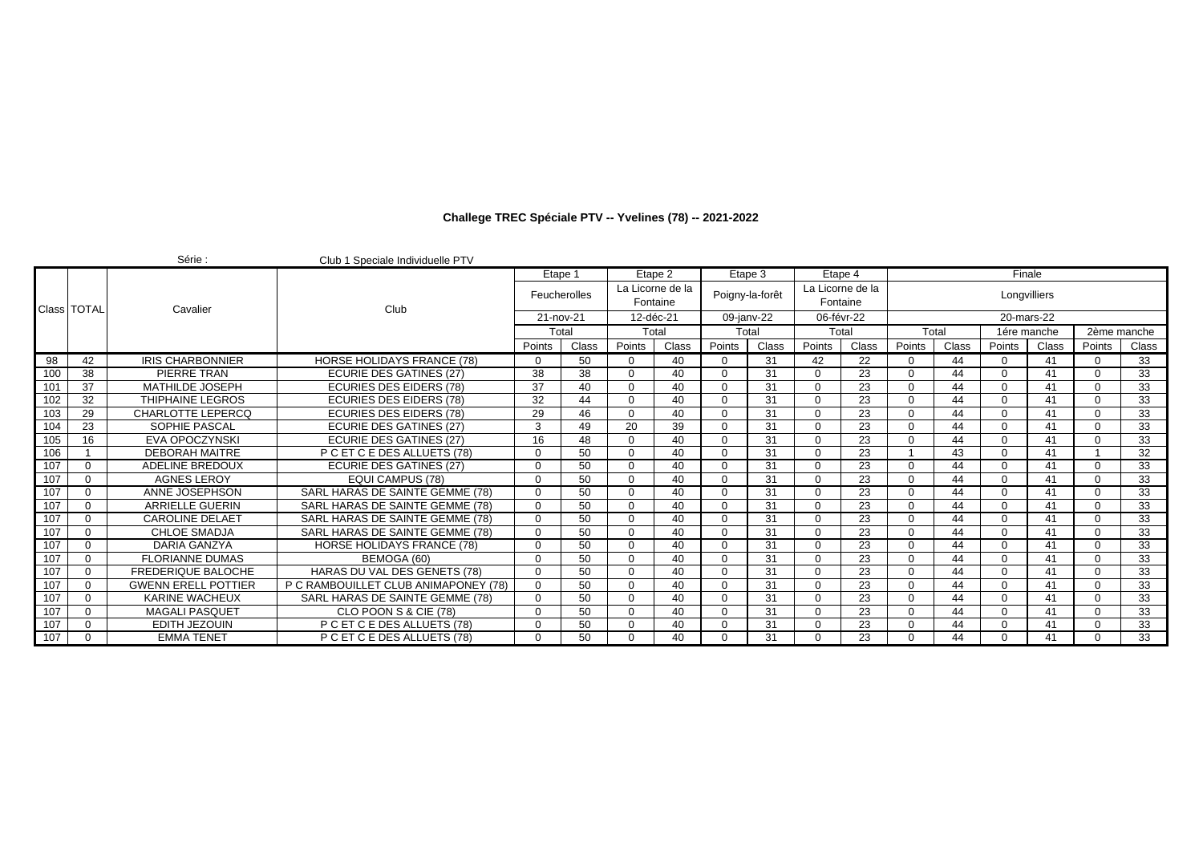**Challege TREC Spéciale PTV -- Yvelines (78) -- 2021-2022**

Série : Club 1 Speciale Individuelle PTV

| Class | TOTAL | Cavalier | Club | Etape 1 | | Etape 2 | | Etape 3 | | Etape 4 | | Finale | | | | | |
|---|---|---|---|---|---|---|---|---|---|---|---|---|---|---|---|---|---|
| | | | | Feucherolles | | La Licorne de la Fontaine | | Poigny-la-forêt | | La Licorne de la Fontaine | | Longvilliers | | | | | |
| | | | | 21-nov-21 | | 12-déc-21 | | 09-janv-22 | | 06-févr-22 | | 20-mars-22 | | | | | |
| | | | | Total | | Total | | Total | | Total | | Total | | 1ére manche | | 2ème manche | |
| | | | | Points | Class | Points | Class | Points | Class | Points | Class | Points | Class | Points | Class | Points | Class |
| 98 | 42 | IRIS CHARBONNIER | HORSE HOLIDAYS FRANCE (78) | 0 | 50 | 0 | 40 | 0 | 31 | 42 | 22 | 0 | 44 | 0 | 41 | 0 | 33 |
| 100 | 38 | PIERRE TRAN | ECURIE DES GATINES (27) | 38 | 38 | 0 | 40 | 0 | 31 | 0 | 23 | 0 | 44 | 0 | 41 | 0 | 33 |
| 101 | 37 | MATHILDE JOSEPH | ECURIES DES EIDERS (78) | 37 | 40 | 0 | 40 | 0 | 31 | 0 | 23 | 0 | 44 | 0 | 41 | 0 | 33 |
| 102 | 32 | THIPHAINE LEGROS | ECURIES DES EIDERS (78) | 32 | 44 | 0 | 40 | 0 | 31 | 0 | 23 | 0 | 44 | 0 | 41 | 0 | 33 |
| 103 | 29 | CHARLOTTE LEPERCQ | ECURIES DES EIDERS (78) | 29 | 46 | 0 | 40 | 0 | 31 | 0 | 23 | 0 | 44 | 0 | 41 | 0 | 33 |
| 104 | 23 | SOPHIE PASCAL | ECURIE DES GATINES (27) | 3 | 49 | 20 | 39 | 0 | 31 | 0 | 23 | 0 | 44 | 0 | 41 | 0 | 33 |
| 105 | 16 | EVA OPOCZYNSKI | ECURIE DES GATINES (27) | 16 | 48 | 0 | 40 | 0 | 31 | 0 | 23 | 0 | 44 | 0 | 41 | 0 | 33 |
| 106 | 1 | DEBORAH MAITRE | P C ET C E DES ALLUETS (78) | 0 | 50 | 0 | 40 | 0 | 31 | 0 | 23 | 1 | 43 | 0 | 41 | 1 | 32 |
| 107 | 0 | ADELINE BREDOUX | ECURIE DES GATINES (27) | 0 | 50 | 0 | 40 | 0 | 31 | 0 | 23 | 0 | 44 | 0 | 41 | 0 | 33 |
| 107 | 0 | AGNES LEROY | EQUI CAMPUS (78) | 0 | 50 | 0 | 40 | 0 | 31 | 0 | 23 | 0 | 44 | 0 | 41 | 0 | 33 |
| 107 | 0 | ANNE JOSEPHSON | SARL HARAS DE SAINTE GEMME (78) | 0 | 50 | 0 | 40 | 0 | 31 | 0 | 23 | 0 | 44 | 0 | 41 | 0 | 33 |
| 107 | 0 | ARRIELLE GUERIN | SARL HARAS DE SAINTE GEMME (78) | 0 | 50 | 0 | 40 | 0 | 31 | 0 | 23 | 0 | 44 | 0 | 41 | 0 | 33 |
| 107 | 0 | CAROLINE DELAET | SARL HARAS DE SAINTE GEMME (78) | 0 | 50 | 0 | 40 | 0 | 31 | 0 | 23 | 0 | 44 | 0 | 41 | 0 | 33 |
| 107 | 0 | CHLOE SMADJA | SARL HARAS DE SAINTE GEMME (78) | 0 | 50 | 0 | 40 | 0 | 31 | 0 | 23 | 0 | 44 | 0 | 41 | 0 | 33 |
| 107 | 0 | DARIA GANZYA | HORSE HOLIDAYS FRANCE (78) | 0 | 50 | 0 | 40 | 0 | 31 | 0 | 23 | 0 | 44 | 0 | 41 | 0 | 33 |
| 107 | 0 | FLORIANNE DUMAS | BEMOGA (60) | 0 | 50 | 0 | 40 | 0 | 31 | 0 | 23 | 0 | 44 | 0 | 41 | 0 | 33 |
| 107 | 0 | FREDERIQUE BALOCHE | HARAS DU VAL DES GENETS (78) | 0 | 50 | 0 | 40 | 0 | 31 | 0 | 23 | 0 | 44 | 0 | 41 | 0 | 33 |
| 107 | 0 | GWENN ERELL POTTIER | P C RAMBOUILLET CLUB ANIMAPONEY (78) | 0 | 50 | 0 | 40 | 0 | 31 | 0 | 23 | 0 | 44 | 0 | 41 | 0 | 33 |
| 107 | 0 | KARINE WACHEUX | SARL HARAS DE SAINTE GEMME (78) | 0 | 50 | 0 | 40 | 0 | 31 | 0 | 23 | 0 | 44 | 0 | 41 | 0 | 33 |
| 107 | 0 | MAGALI PASQUET | CLO POON S & CIE (78) | 0 | 50 | 0 | 40 | 0 | 31 | 0 | 23 | 0 | 44 | 0 | 41 | 0 | 33 |
| 107 | 0 | EDITH JEZOUIN | P C ET C E DES ALLUETS (78) | 0 | 50 | 0 | 40 | 0 | 31 | 0 | 23 | 0 | 44 | 0 | 41 | 0 | 33 |
| 107 | 0 | EMMA TENET | P C ET C E DES ALLUETS (78) | 0 | 50 | 0 | 40 | 0 | 31 | 0 | 23 | 0 | 44 | 0 | 41 | 0 | 33 |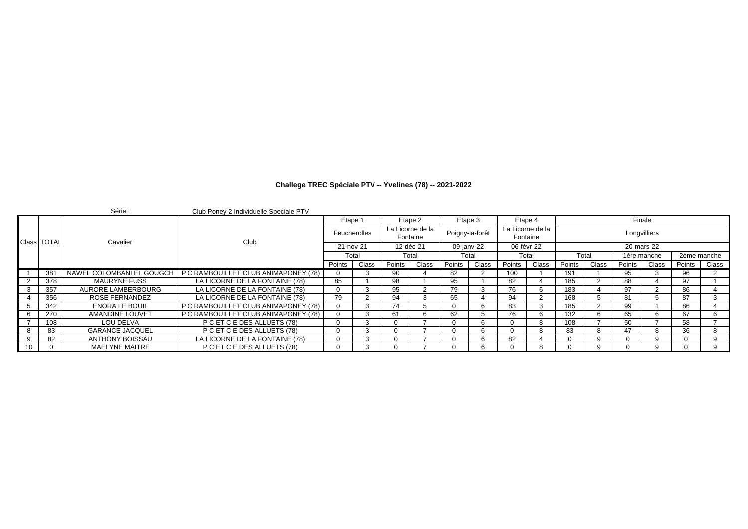**Challege TREC Spéciale PTV -- Yvelines (78) -- 2021-2022**

Série : Club Poney 2 Individuelle Speciale PTV

| Class | TOTAL | Cavalier | Club | Etape 1 | | Etape 2 | | Etape 3 | | Etape 4 | | Finale | | | | | |
|---|---|---|---|---|---|---|---|---|---|---|---|---|---|---|---|---|---|
| | | | | Feucherolles | | La Licorne de la Fontaine | | Poigny-la-forêt | | La Licorne de la Fontaine | | Longvilliers | | | | | |
| | | | | 21-nov-21 | | 12-déc-21 | | 09-janv-22 | | 06-févr-22 | | 20-mars-22 | | | | | |
| | | | | Total | | Total | | Total | | Total | | Total | | 1ére manche | | 2ème manche | |
| | | | | Points | Class | Points | Class | Points | Class | Points | Class | Points | Class | Points | Class | Points | Class |
| 1 | 381 | NAWEL COLOMBANI EL GOUGCH | P C RAMBOUILLET CLUB ANIMAPONEY (78) | 0 | 3 | 90 | 4 | 82 | 2 | 100 | 1 | 191 | 1 | 95 | 3 | 96 | 2 |
| 2 | 378 | MAURYNE FUSS | LA LICORNE DE LA FONTAINE (78) | 85 | 1 | 98 | 1 | 95 | 1 | 82 | 4 | 185 | 2 | 88 | 4 | 97 | 1 |
| 3 | 357 | AURORE LAMBERBOURG | LA LICORNE DE LA FONTAINE (78) | 0 | 3 | 95 | 2 | 79 | 3 | 76 | 6 | 183 | 4 | 97 | 2 | 86 | 4 |
| 4 | 356 | ROSE FERNANDEZ | LA LICORNE DE LA FONTAINE (78) | 79 | 2 | 94 | 3 | 65 | 4 | 94 | 2 | 168 | 5 | 81 | 5 | 87 | 3 |
| 5 | 342 | ENORA LE BOUIL | P C RAMBOUILLET CLUB ANIMAPONEY (78) | 0 | 3 | 74 | 5 | 0 | 6 | 83 | 3 | 185 | 2 | 99 | 1 | 86 | 4 |
| 6 | 270 | AMANDINE LOUVET | P C RAMBOUILLET CLUB ANIMAPONEY (78) | 0 | 3 | 61 | 6 | 62 | 5 | 76 | 6 | 132 | 6 | 65 | 6 | 67 | 6 |
| 7 | 108 | LOU DELVA | P C ET C E DES ALLUETS (78) | 0 | 3 | 0 | 7 | 0 | 6 | 0 | 8 | 108 | 7 | 50 | 7 | 58 | 7 |
| 8 | 83 | GARANCE JACQUEL | P C ET C E DES ALLUETS (78) | 0 | 3 | 0 | 7 | 0 | 6 | 0 | 8 | 83 | 8 | 47 | 8 | 36 | 8 |
| 9 | 82 | ANTHONY BOISSAU | LA LICORNE DE LA FONTAINE (78) | 0 | 3 | 0 | 7 | 0 | 6 | 82 | 4 | 0 | 9 | 0 | 9 | 0 | 9 |
| 10 | 0 | MAELYNE MAITRE | P C ET C E DES ALLUETS (78) | 0 | 3 | 0 | 7 | 0 | 6 | 0 | 8 | 0 | 9 | 0 | 9 | 0 | 9 |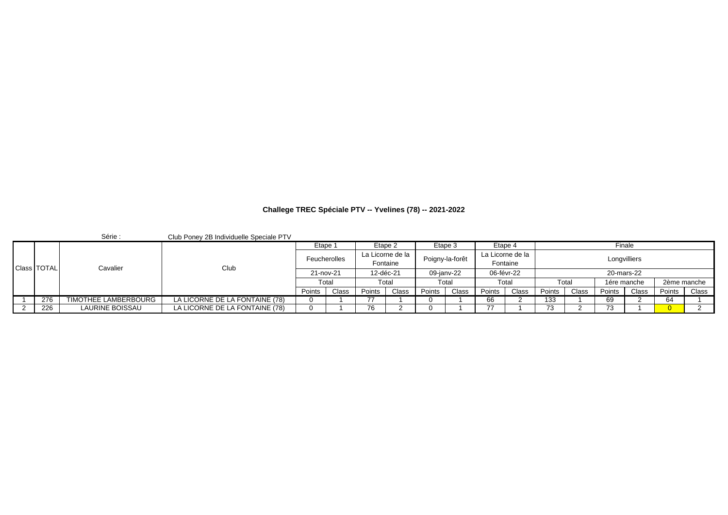**Challege TREC Spéciale PTV -- Yvelines (78) -- 2021-2022**

Série : Club Poney 2B Individuelle Speciale PTV

| Class | TOTAL | Cavalier | Club | Etape 1 | | Etape 2 | | Etape 3 | | Etape 4 | | Finale | | | | | |
|---|---|---|---|---|---|---|---|---|---|---|---|---|---|---|---|---|---|
| | | | | Feucherolles | | La Licorne de la Fontaine | | Poigny-la-forêt | | La Licorne de la Fontaine | | Longvilliers | | | | | |
| | | | | 21-nov-21 | | 12-déc-21 | | 09-janv-22 | | 06-févr-22 | | 20-mars-22 | | | | | |
| | | | | Total | | Total | | Total | | Total | | Total | | 1ére manche | | 2ème manche | |
| | | | | Points | Class | Points | Class | Points | Class | Points | Class | Points | Class | Points | Class | Points | Class |
| 1 | 276 | TIMOTHEE LAMBERBOURG | LA LICORNE DE LA FONTAINE (78) | 0 | 1 | 77 | 1 | 0 | 1 | 66 | 2 | 133 | 1 | 69 | 2 | 64 | 1 |
| 2 | 226 | LAURINE BOISSAU | LA LICORNE DE LA FONTAINE (78) | 0 | 1 | 76 | 2 | 0 | 1 | 77 | 1 | 73 | 2 | 73 | 1 | 0 | 2 |